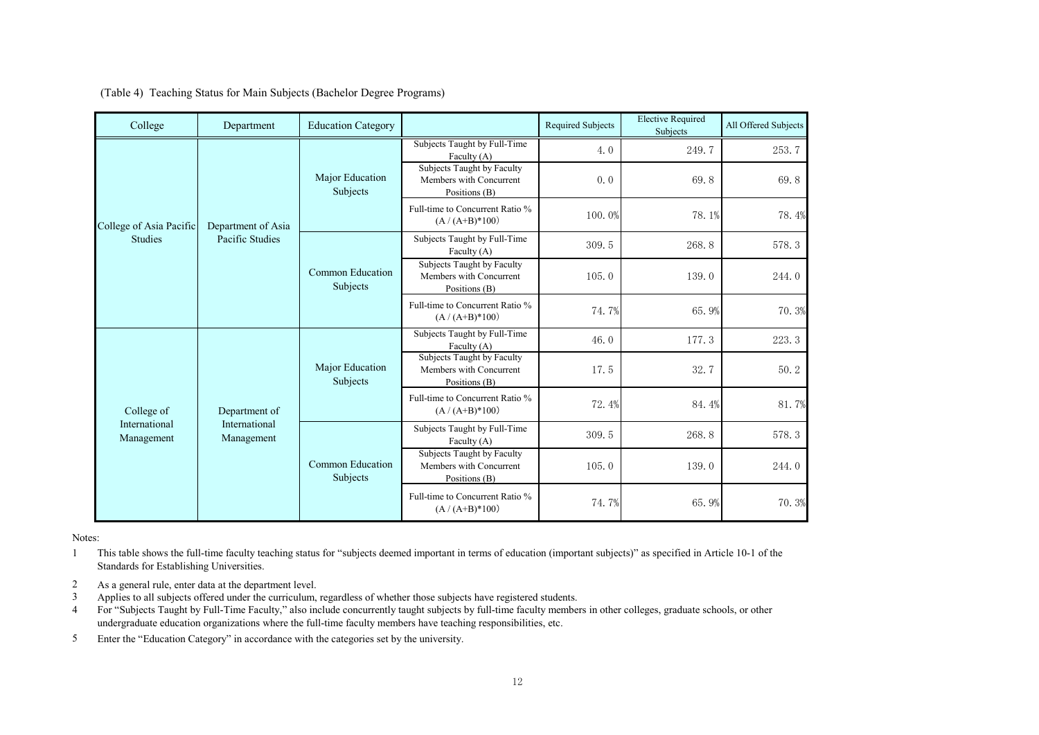(Table 4) Teaching Status for Main Subjects (Bachelor Degree Programs)

| College | Department | Education Category | | Required Subjects | Elective Required Subjects | All Offered Subjects |
|---|---|---|---|---|---|---|
| College of Asia Pacific Studies | Department of Asia Pacific Studies | Major Education Subjects | Subjects Taught by Full-Time Faculty (A) | 4.0 | 249.7 | 253.7 |
| | | | Subjects Taught by Faculty Members with Concurrent Positions (B) | 0.0 | 69.8 | 69.8 |
| | | | Full-time to Concurrent Ratio % (A / (A+B)*100) | 100.0% | 78.1% | 78.4% |
| | | Common Education Subjects | Subjects Taught by Full-Time Faculty (A) | 309.5 | 268.8 | 578.3 |
| | | | Subjects Taught by Faculty Members with Concurrent Positions (B) | 105.0 | 139.0 | 244.0 |
| | | | Full-time to Concurrent Ratio % (A / (A+B)*100) | 74.7% | 65.9% | 70.3% |
| College of International Management | Department of International Management | Major Education Subjects | Subjects Taught by Full-Time Faculty (A) | 46.0 | 177.3 | 223.3 |
| | | | Subjects Taught by Faculty Members with Concurrent Positions (B) | 17.5 | 32.7 | 50.2 |
| | | | Full-time to Concurrent Ratio % (A / (A+B)*100) | 72.4% | 84.4% | 81.7% |
| | | Common Education Subjects | Subjects Taught by Full-Time Faculty (A) | 309.5 | 268.8 | 578.3 |
| | | | Subjects Taught by Faculty Members with Concurrent Positions (B) | 105.0 | 139.0 | 244.0 |
| | | | Full-time to Concurrent Ratio % (A / (A+B)*100) | 74.7% | 65.9% | 70.3% |

Notes:

1. This table shows the full-time faculty teaching status for "subjects deemed important in terms of education (important subjects)" as specified in Article 10-1 of the Standards for Establishing Universities.
2. As a general rule, enter data at the department level.
3. Applies to all subjects offered under the curriculum, regardless of whether those subjects have registered students.
4. For "Subjects Taught by Full-Time Faculty," also include concurrently taught subjects by full-time faculty members in other colleges, graduate schools, or other undergraduate education organizations where the full-time faculty members have teaching responsibilities, etc.
5. Enter the "Education Category" in accordance with the categories set by the university.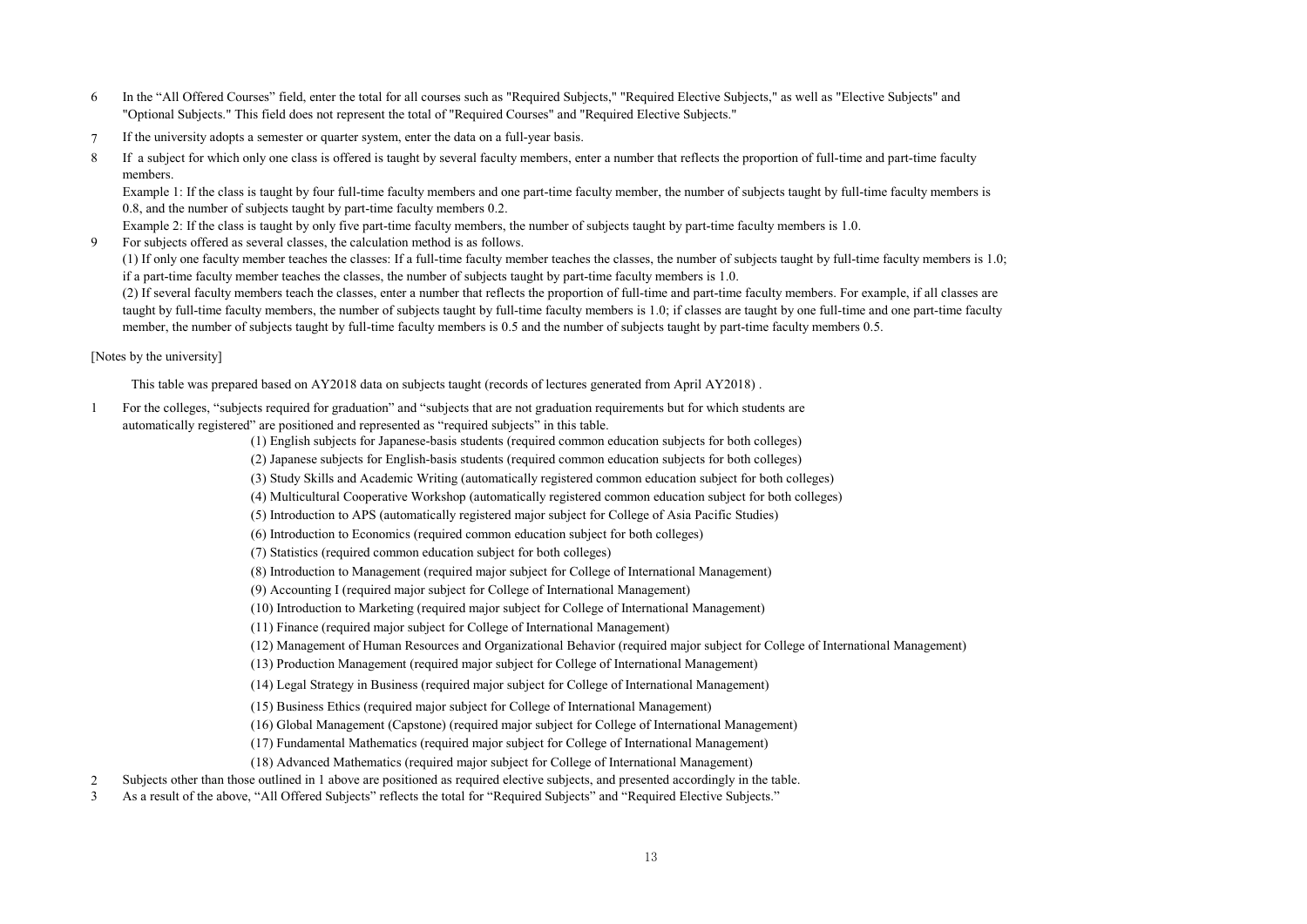6 In the “All Offered Courses” field, enter the total for all courses such as "Required Subjects," "Required Elective Subjects," as well as "Elective Subjects" and "Optional Subjects." This field does not represent the total of "Required Courses" and "Required Elective Subjects."

7 If the university adopts a semester or quarter system, enter the data on a full-year basis.

8 If a subject for which only one class is offered is taught by several faculty members, enter a number that reflects the proportion of full-time and part-time faculty members.

Example 1: If the class is taught by four full-time faculty members and one part-time faculty member, the number of subjects taught by full-time faculty members is 0.8, and the number of subjects taught by part-time faculty members 0.2.

Example 2: If the class is taught by only five part-time faculty members, the number of subjects taught by part-time faculty members is 1.0.

9 For subjects offered as several classes, the calculation method is as follows.

(1) If only one faculty member teaches the classes: If a full-time faculty member teaches the classes, the number of subjects taught by full-time faculty members is 1.0; if a part-time faculty member teaches the classes, the number of subjects taught by part-time faculty members is 1.0.

(2) If several faculty members teach the classes, enter a number that reflects the proportion of full-time and part-time faculty members. For example, if all classes are taught by full-time faculty members, the number of subjects taught by full-time faculty members is 1.0; if classes are taught by one full-time and one part-time faculty member, the number of subjects taught by full-time faculty members is 0.5 and the number of subjects taught by part-time faculty members 0.5.

[Notes by the university]

This table was prepared based on AY2018 data on subjects taught (records of lectures generated from April AY2018) .

1 For the colleges, “subjects required for graduation” and “subjects that are not graduation requirements but for which students are automatically registered” are positioned and represented as “required subjects” in this table.

(1) English subjects for Japanese-basis students (required common education subjects for both colleges)
(2) Japanese subjects for English-basis students (required common education subjects for both colleges)
(3) Study Skills and Academic Writing (automatically registered common education subject for both colleges)
(4) Multicultural Cooperative Workshop (automatically registered common education subject for both colleges)
(5) Introduction to APS (automatically registered major subject for College of Asia Pacific Studies)
(6) Introduction to Economics (required common education subject for both colleges)
(7) Statistics (required common education subject for both colleges)
(8) Introduction to Management (required major subject for College of International Management)
(9) Accounting I (required major subject for College of International Management)
(10) Introduction to Marketing (required major subject for College of International Management)
(11) Finance (required major subject for College of International Management)
(12) Management of Human Resources and Organizational Behavior (required major subject for College of International Management)
(13) Production Management (required major subject for College of International Management)
(14) Legal Strategy in Business (required major subject for College of International Management)
(15) Business Ethics (required major subject for College of International Management)
(16) Global Management (Capstone) (required major subject for College of International Management)
(17) Fundamental Mathematics (required major subject for College of International Management)
(18) Advanced Mathematics (required major subject for College of International Management)

2 Subjects other than those outlined in 1 above are positioned as required elective subjects, and presented accordingly in the table.

3 As a result of the above, “All Offered Subjects” reflects the total for “Required Subjects” and “Required Elective Subjects.”